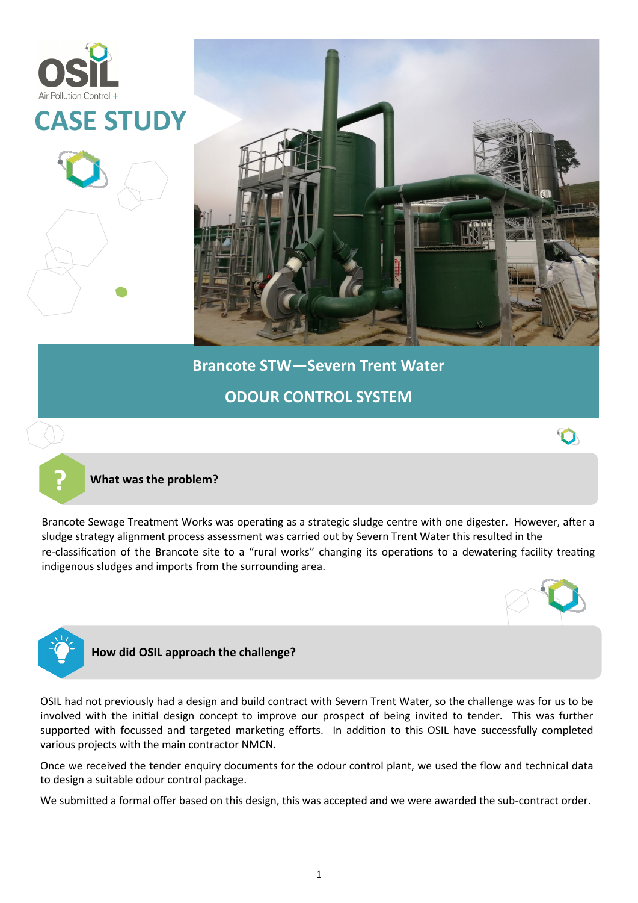OSIL
Air Pollution Control +

# CASE STUDY

## Brancote STW—Severn Trent Water

## ODOUR CONTROL SYSTEM

### What was the problem?

Brancote Sewage Treatment Works was operating as a strategic sludge centre with one digester. However, after a sludge strategy alignment process assessment was carried out by Severn Trent Water this resulted in the re-classification of the Brancote site to a "rural works" changing its operations to a dewatering facility treating indigenous sludges and imports from the surrounding area.

### How did OSIL approach the challenge?

OSIL had not previously had a design and build contract with Severn Trent Water, so the challenge was for us to be involved with the initial design concept to improve our prospect of being invited to tender. This was further supported with focussed and targeted marketing efforts. In addition to this OSIL have successfully completed various projects with the main contractor NMCN.

Once we received the tender enquiry documents for the odour control plant, we used the flow and technical data to design a suitable odour control package.

We submitted a formal offer based on this design, this was accepted and we were awarded the sub-contract order.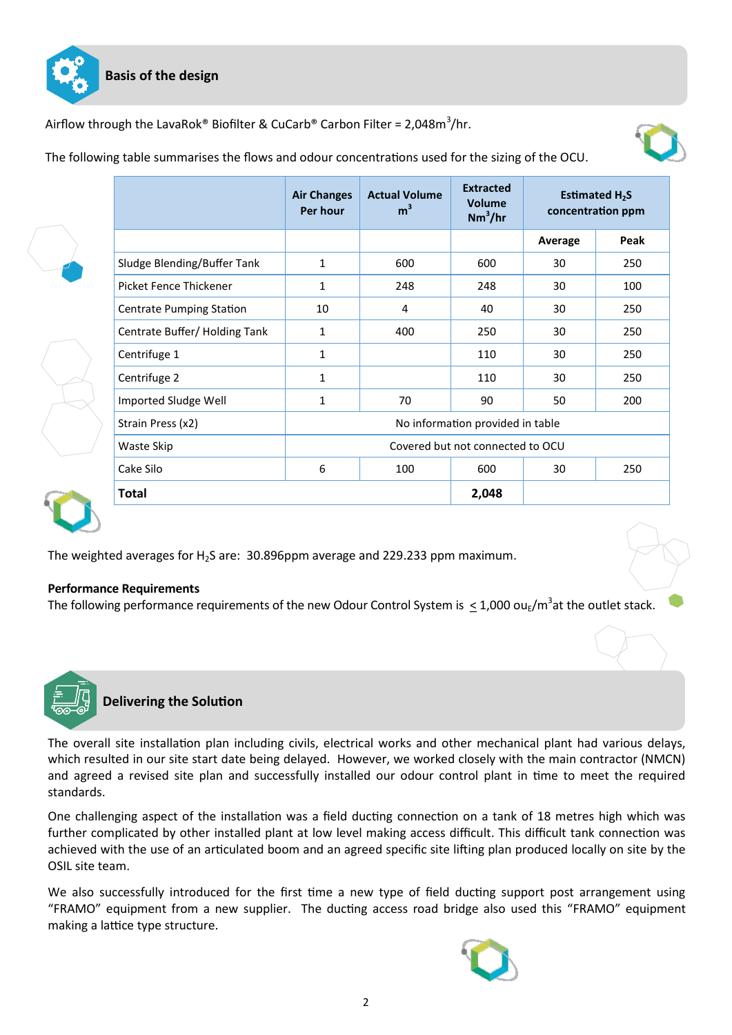## Basis of the design

Airflow through the LavaRok® Biofilter & CuCarb® Carbon Filter = 2,048m$^3$/hr.

The following table summarises the flows and odour concentrations used for the sizing of the OCU.

| | Air Changes Per hour | Actual Volume m$^3$ | Extracted Volume Nm$^3$/hr | Estimated $H_2S$ concentration ppm | |
|---|---|---|---|---|---|
| | | | | Average | Peak |
| Sludge Blending/Buffer Tank | 1 | 600 | 600 | 30 | 250 |
| Picket Fence Thickener | 1 | 248 | 248 | 30 | 100 |
| Centrate Pumping Station | 10 | 4 | 40 | 30 | 250 |
| Centrate Buffer/ Holding Tank | 1 | 400 | 250 | 30 | 250 |
| Centrifuge 1 | 1 | | 110 | 30 | 250 |
| Centrifuge 2 | 1 | | 110 | 30 | 250 |
| Imported Sludge Well | 1 | 70 | 90 | 50 | 200 |
| Strain Press (x2) | No information provided in table | | | | |
| Waste Skip | Covered but not connected to OCU | | | | |
| Cake Silo | 6 | 100 | 600 | 30 | 250 |
| **Total** | | | **2,048** | | |

The weighted averages for $H_2S$ are: 30.896ppm average and 229.233 ppm maximum.

**Performance Requirements**

The following performance requirements of the new Odour Control System is $\leq$ 1,000 ou$_E$/m$^3$at the outlet stack.

## Delivering the Solution

The overall site installation plan including civils, electrical works and other mechanical plant had various delays, which resulted in our site start date being delayed. However, we worked closely with the main contractor (NMCN) and agreed a revised site plan and successfully installed our odour control plant in time to meet the required standards.

One challenging aspect of the installation was a field ducting connection on a tank of 18 metres high which was further complicated by other installed plant at low level making access difficult. This difficult tank connection was achieved with the use of an articulated boom and an agreed specific site lifting plan produced locally on site by the OSIL site team.

We also successfully introduced for the first time a new type of field ducting support post arrangement using "FRAMO" equipment from a new supplier. The ducting access road bridge also used this "FRAMO" equipment making a lattice type structure.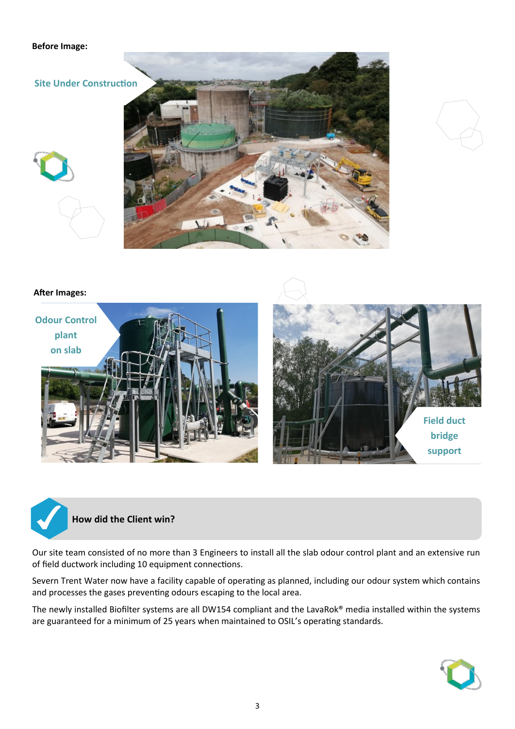**Before Image:**

Site Under Construction

**After Images:**

Odour Control plant on slab

Field duct bridge support

## How did the Client win?

Our site team consisted of no more than 3 Engineers to install all the slab odour control plant and an extensive run of field ductwork including 10 equipment connections.

Severn Trent Water now have a facility capable of operating as planned, including our odour system which contains and processes the gases preventing odours escaping to the local area.

The newly installed Biofilter systems are all DW154 compliant and the LavaRok® media installed within the systems are guaranteed for a minimum of 25 years when maintained to OSIL's operating standards.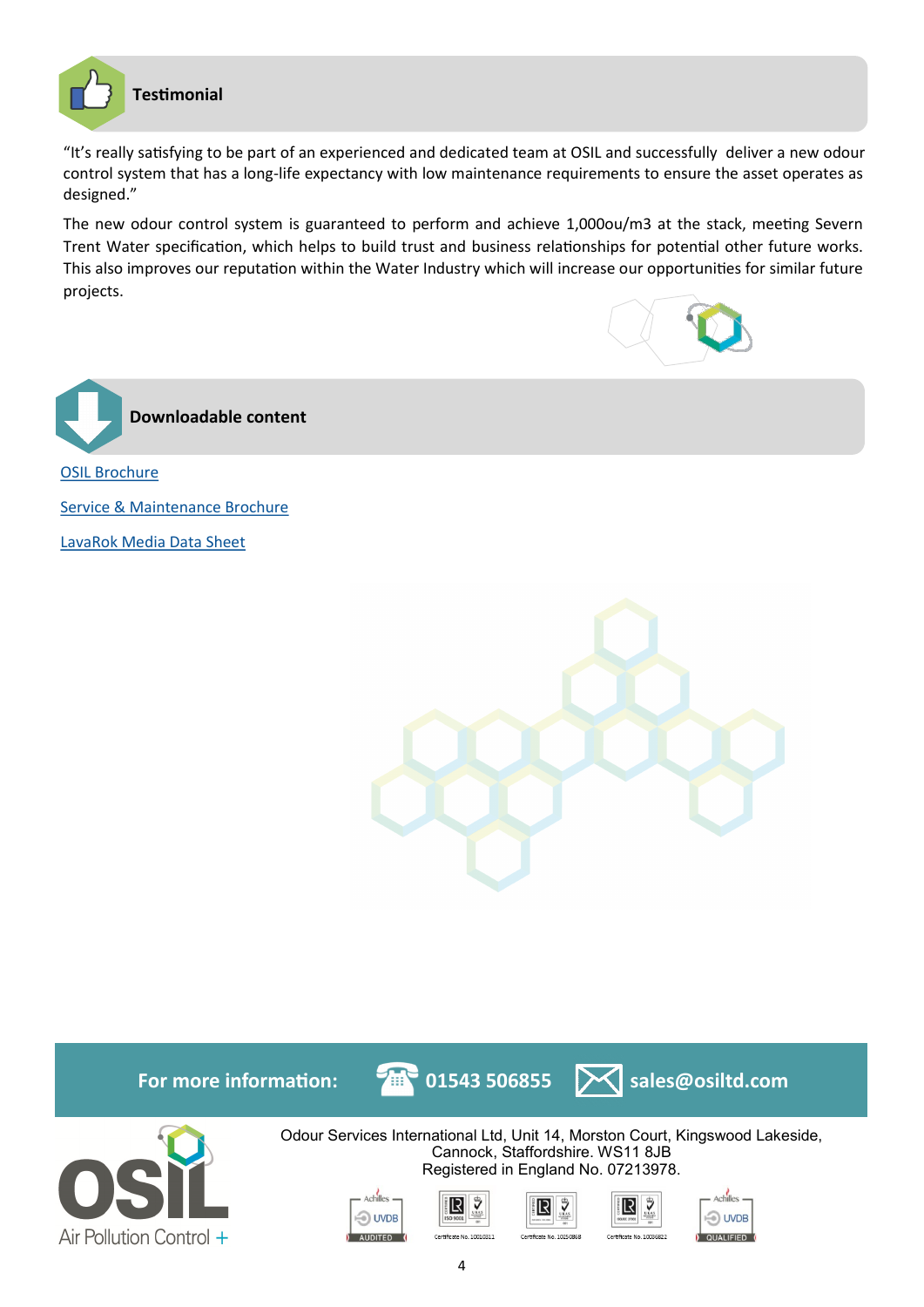## Testimonial

"It's really satisfying to be part of an experienced and dedicated team at OSIL and successfully deliver a new odour control system that has a long-life expectancy with low maintenance requirements to ensure the asset operates as designed."

The new odour control system is guaranteed to perform and achieve 1,000ou/m3 at the stack, meeting Severn Trent Water specification, which helps to build trust and business relationships for potential other future works. This also improves our reputation within the Water Industry which will increase our opportunities for similar future projects.

## Downloadable content

OSIL Brochure

Service & Maintenance Brochure

LavaRok Media Data Sheet

**For more information:** 01543 506855 sales@osiltd.com

Odour Services International Ltd, Unit 14, Morston Court, Kingswood Lakeside, Cannock, Staffordshire. WS11 8JB
Registered in England No. 07213978.

OSIL Air Pollution Control +